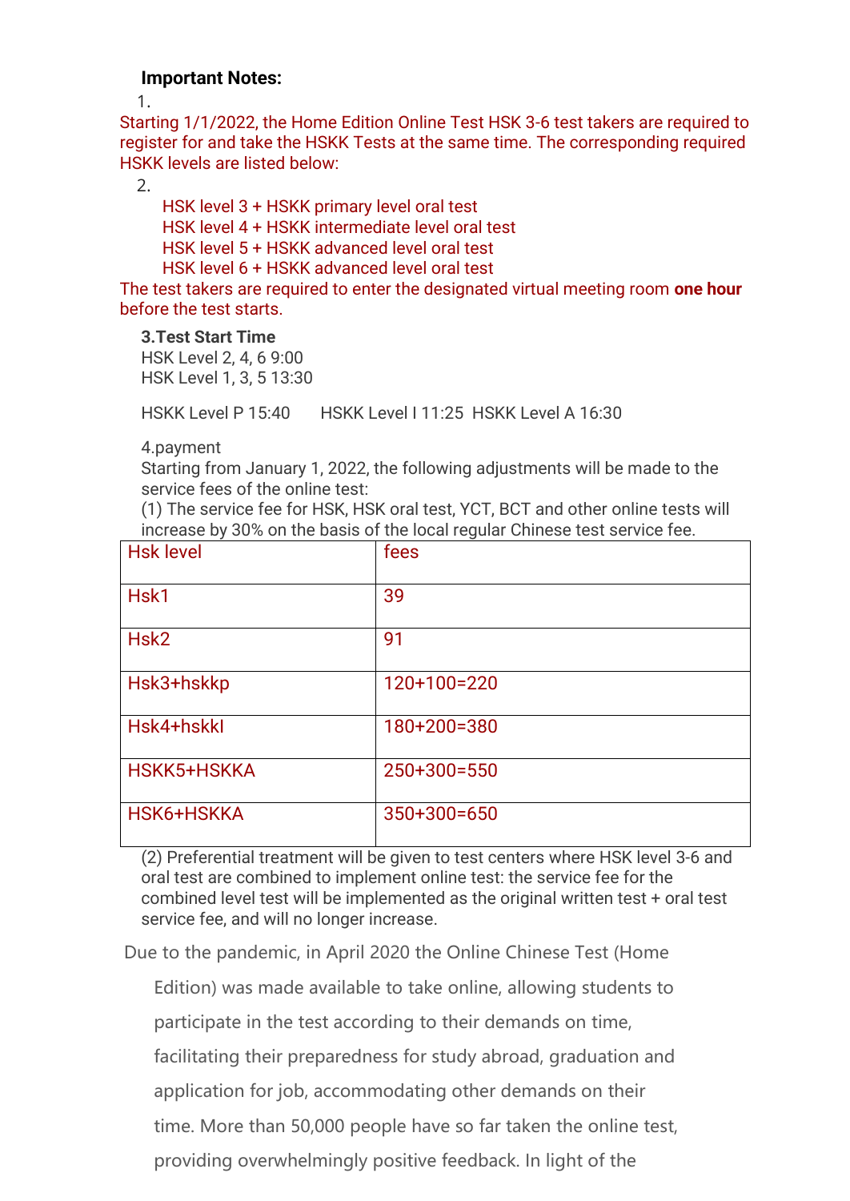**Important Notes:**

1.

Starting 1/1/2022, the Home Edition Online Test HSK 3-6 test takers are required to register for and take the HSKK Tests at the same time. The corresponding required HSKK levels are listed below:

2.

HSK level 3 + HSKK primary level oral test
HSK level 4 + HSKK intermediate level oral test
HSK level 5 + HSKK advanced level oral test
HSK level 6 + HSKK advanced level oral test

The test takers are required to enter the designated virtual meeting room **one hour** before the test starts.

**3.Test Start Time**

HSK Level 2, 4, 6 9:00
HSK Level 1, 3, 5 13:30

HSKK Level P 15:40 HSKK Level I 11:25 HSKK Level A 16:30

4.payment

Starting from January 1, 2022, the following adjustments will be made to the service fees of the online test:

(1) The service fee for HSK, HSK oral test, YCT, BCT and other online tests will increase by 30% on the basis of the local regular Chinese test service fee.

| Hsk level | fees |
| --- | --- |
| Hsk1 | 39 |
| Hsk2 | 91 |
| Hsk3+hskkp | 120+100=220 |
| Hsk4+hskkI | 180+200=380 |
| HSKK5+HSKKA | 250+300=550 |
| HSK6+HSKKA | 350+300=650 |

(2) Preferential treatment will be given to test centers where HSK level 3-6 and oral test are combined to implement online test: the service fee for the combined level test will be implemented as the original written test + oral test service fee, and will no longer increase.

Due to the pandemic, in April 2020 the Online Chinese Test (Home Edition) was made available to take online, allowing students to participate in the test according to their demands on time, facilitating their preparedness for study abroad, graduation and application for job, accommodating other demands on their time. More than 50,000 people have so far taken the online test, providing overwhelmingly positive feedback. In light of the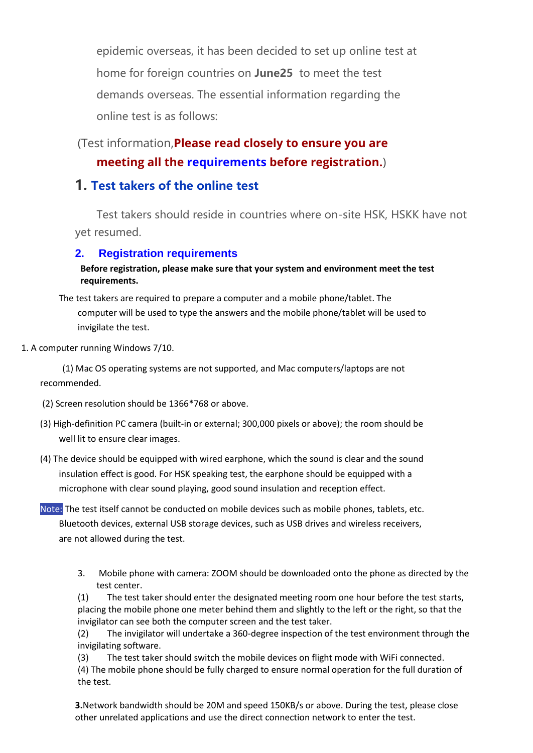epidemic overseas, it has been decided to set up online test at home for foreign countries on **June25** to meet the test demands overseas. The essential information regarding the online test is as follows:

(Test information,**Please read closely to ensure you are meeting all the requirements before registration.**)

## 1. Test takers of the online test

Test takers should reside in countries where on-site HSK, HSKK have not yet resumed.

## 2. Registration requirements

**Before registration, please make sure that your system and environment meet the test requirements.**

The test takers are required to prepare a computer and a mobile phone/tablet. The computer will be used to type the answers and the mobile phone/tablet will be used to invigilate the test.

1. A computer running Windows 7/10.

(1) Mac OS operating systems are not supported, and Mac computers/laptops are not recommended.

(2) Screen resolution should be 1366*768 or above.

(3) High-definition PC camera (built-in or external; 300,000 pixels or above); the room should be well lit to ensure clear images.

(4) The device should be equipped with wired earphone, which the sound is clear and the sound insulation effect is good. For HSK speaking test, the earphone should be equipped with a microphone with clear sound playing, good sound insulation and reception effect.

Note: The test itself cannot be conducted on mobile devices such as mobile phones, tablets, etc. Bluetooth devices, external USB storage devices, such as USB drives and wireless receivers, are not allowed during the test.

3. Mobile phone with camera: ZOOM should be downloaded onto the phone as directed by the test center.

(1) The test taker should enter the designated meeting room one hour before the test starts, placing the mobile phone one meter behind them and slightly to the left or the right, so that the invigilator can see both the computer screen and the test taker.

(2) The invigilator will undertake a 360-degree inspection of the test environment through the invigilating software.

(3) The test taker should switch the mobile devices on flight mode with WiFi connected.

(4) The mobile phone should be fully charged to ensure normal operation for the full duration of the test.

**3.**Network bandwidth should be 20M and speed 150KB/s or above. During the test, please close other unrelated applications and use the direct connection network to enter the test.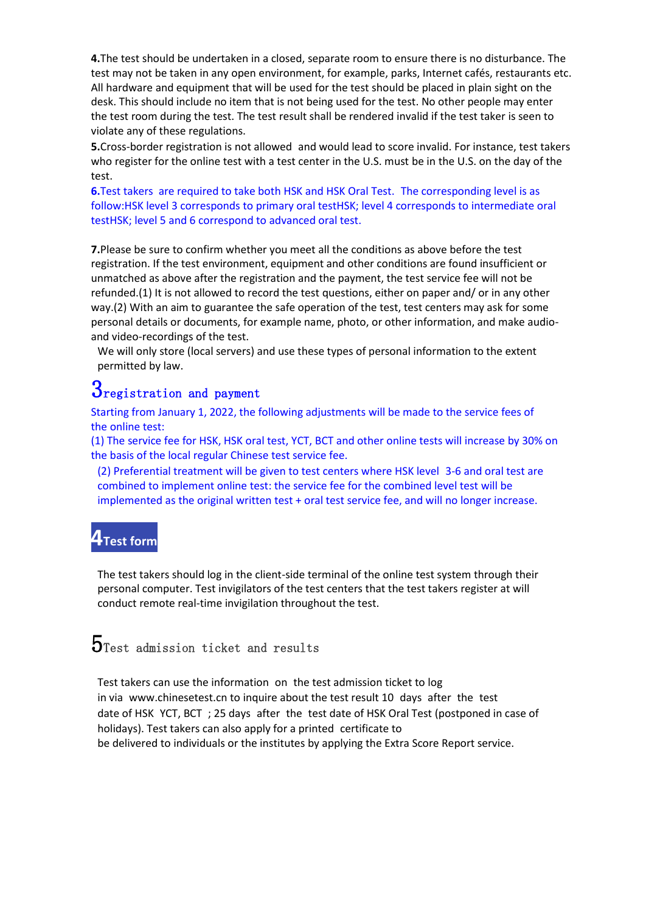**4.**The test should be undertaken in a closed, separate room to ensure there is no disturbance. The test may not be taken in any open environment, for example, parks, Internet cafés, restaurants etc. All hardware and equipment that will be used for the test should be placed in plain sight on the desk. This should include no item that is not being used for the test. No other people may enter the test room during the test. The test result shall be rendered invalid if the test taker is seen to violate any of these regulations.

**5.**Cross-border registration is not allowed and would lead to score invalid. For instance, test takers who register for the online test with a test center in the U.S. must be in the U.S. on the day of the test.

**6.**Test takers are required to take both HSK and HSK Oral Test. The corresponding level is as follow:HSK level 3 corresponds to primary oral testHSK; level 4 corresponds to intermediate oral testHSK; level 5 and 6 correspond to advanced oral test.

**7.**Please be sure to confirm whether you meet all the conditions as above before the test registration. If the test environment, equipment and other conditions are found insufficient or unmatched as above after the registration and the payment, the test service fee will not be refunded.(1) It is not allowed to record the test questions, either on paper and/ or in any other way.(2) With an aim to guarantee the safe operation of the test, test centers may ask for some personal details or documents, for example name, photo, or other information, and make audio- and video-recordings of the test.

We will only store (local servers) and use these types of personal information to the extent permitted by law.

## 3registration and payment

Starting from January 1, 2022, the following adjustments will be made to the service fees of the online test:

(1) The service fee for HSK, HSK oral test, YCT, BCT and other online tests will increase by 30% on the basis of the local regular Chinese test service fee.

(2) Preferential treatment will be given to test centers where HSK level 3-6 and oral test are combined to implement online test: the service fee for the combined level test will be implemented as the original written test + oral test service fee, and will no longer increase.

## 4Test form

The test takers should log in the client-side terminal of the online test system through their personal computer. Test invigilators of the test centers that the test takers register at will conduct remote real-time invigilation throughout the test.

## 5Test admission ticket and results

Test takers can use the information on the test admission ticket to log in via www.chinesetest.cn to inquire about the test result 10 days after the test date of HSK YCT, BCT ; 25 days after the test date of HSK Oral Test (postponed in case of holidays). Test takers can also apply for a printed certificate to be delivered to individuals or the institutes by applying the Extra Score Report service.